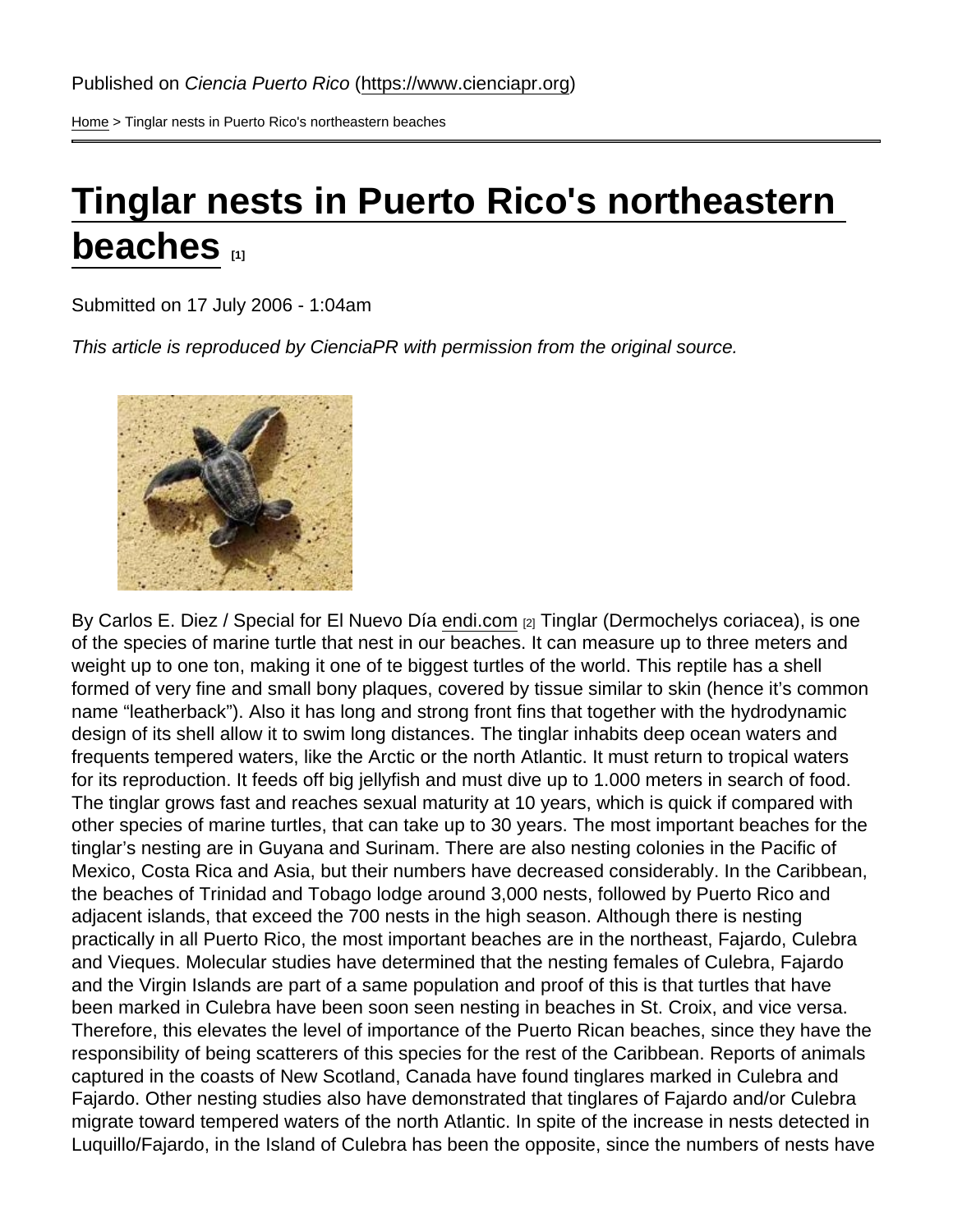Published on *Ciencia Puerto Rico* (https://www.cienciapr.org)

Home > Tinglar nests in Puerto Rico's northeastern beaches

# Tinglar nests in Puerto Rico's northeastern beaches [1]

Submitted on 17 July 2006 - 1:04am

*This article is reproduced by CienciaPR with permission from the original source.*

By Carlos E. Diez / Special for El Nuevo Día endi.com [2] Tinglar (Dermochelys coriacea), is one of the species of marine turtle that nest in our beaches. It can measure up to three meters and weight up to one ton, making it one of te biggest turtles of the world. This reptile has a shell formed of very fine and small bony plaques, covered by tissue similar to skin (hence it's common name "leatherback"). Also it has long and strong front fins that together with the hydrodynamic design of its shell allow it to swim long distances. The tinglar inhabits deep ocean waters and frequents tempered waters, like the Arctic or the north Atlantic. It must return to tropical waters for its reproduction. It feeds off big jellyfish and must dive up to 1.000 meters in search of food. The tinglar grows fast and reaches sexual maturity at 10 years, which is quick if compared with other species of marine turtles, that can take up to 30 years. The most important beaches for the tinglar's nesting are in Guyana and Surinam. There are also nesting colonies in the Pacific of Mexico, Costa Rica and Asia, but their numbers have decreased considerably. In the Caribbean, the beaches of Trinidad and Tobago lodge around 3,000 nests, followed by Puerto Rico and adjacent islands, that exceed the 700 nests in the high season. Although there is nesting practically in all Puerto Rico, the most important beaches are in the northeast, Fajardo, Culebra and Vieques. Molecular studies have determined that the nesting females of Culebra, Fajardo and the Virgin Islands are part of a same population and proof of this is that turtles that have been marked in Culebra have been soon seen nesting in beaches in St. Croix, and vice versa. Therefore, this elevates the level of importance of the Puerto Rican beaches, since they have the responsibility of being scatterers of this species for the rest of the Caribbean. Reports of animals captured in the coasts of New Scotland, Canada have found tinglares marked in Culebra and Fajardo. Other nesting studies also have demonstrated that tinglares of Fajardo and/or Culebra migrate toward tempered waters of the north Atlantic. In spite of the increase in nests detected in Luquillo/Fajardo, in the Island of Culebra has been the opposite, since the numbers of nests have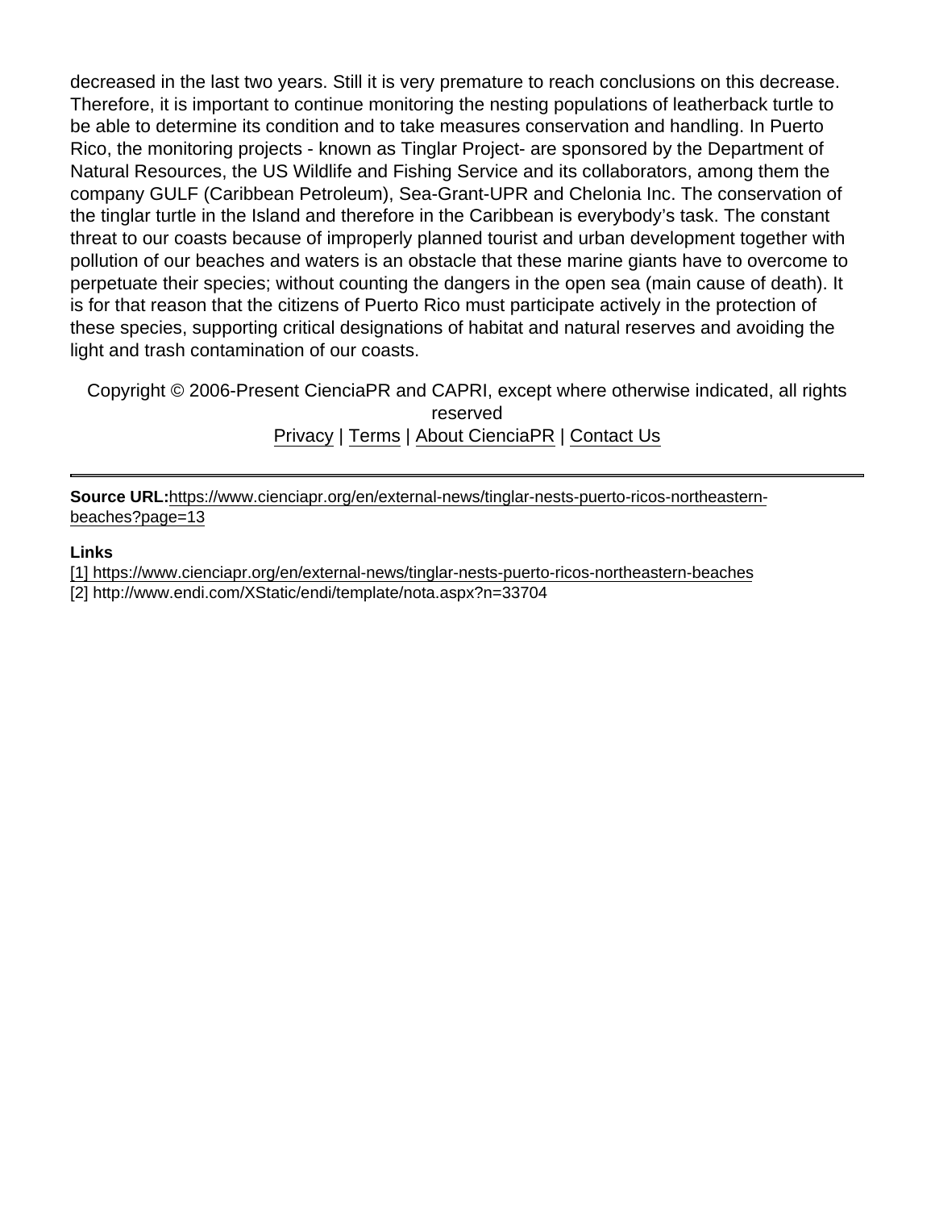decreased in the last two years. Still it is very premature to reach conclusions on this decrease. Therefore, it is important to continue monitoring the nesting populations of leatherback turtle to be able to determine its condition and to take measures conservation and handling. In Puerto Rico, the monitoring projects - known as Tinglar Project- are sponsored by the Department of Natural Resources, the US Wildlife and Fishing Service and its collaborators, among them the company GULF (Caribbean Petroleum), Sea-Grant-UPR and Chelonia Inc. The conservation of the tinglar turtle in the Island and therefore in the Caribbean is everybody's task. The constant threat to our coasts because of improperly planned tourist and urban development together with pollution of our beaches and waters is an obstacle that these marine giants have to overcome to perpetuate their species; without counting the dangers in the open sea (main cause of death). It is for that reason that the citizens of Puerto Rico must participate actively in the protection of these species, supporting critical designations of habitat and natural reserves and avoiding the light and trash contamination of our coasts.

Copyright © 2006-Present CienciaPR and CAPRI, except where otherwise indicated, all rights reserved
Privacy | Terms | About CienciaPR | Contact Us

---

**Source URL:** https://www.cienciapr.org/en/external-news/tinglar-nests-puerto-ricos-northeastern-beaches?page=13

**Links**
[1] https://www.cienciapr.org/en/external-news/tinglar-nests-puerto-ricos-northeastern-beaches
[2] http://www.endi.com/XStatic/endi/template/nota.aspx?n=33704